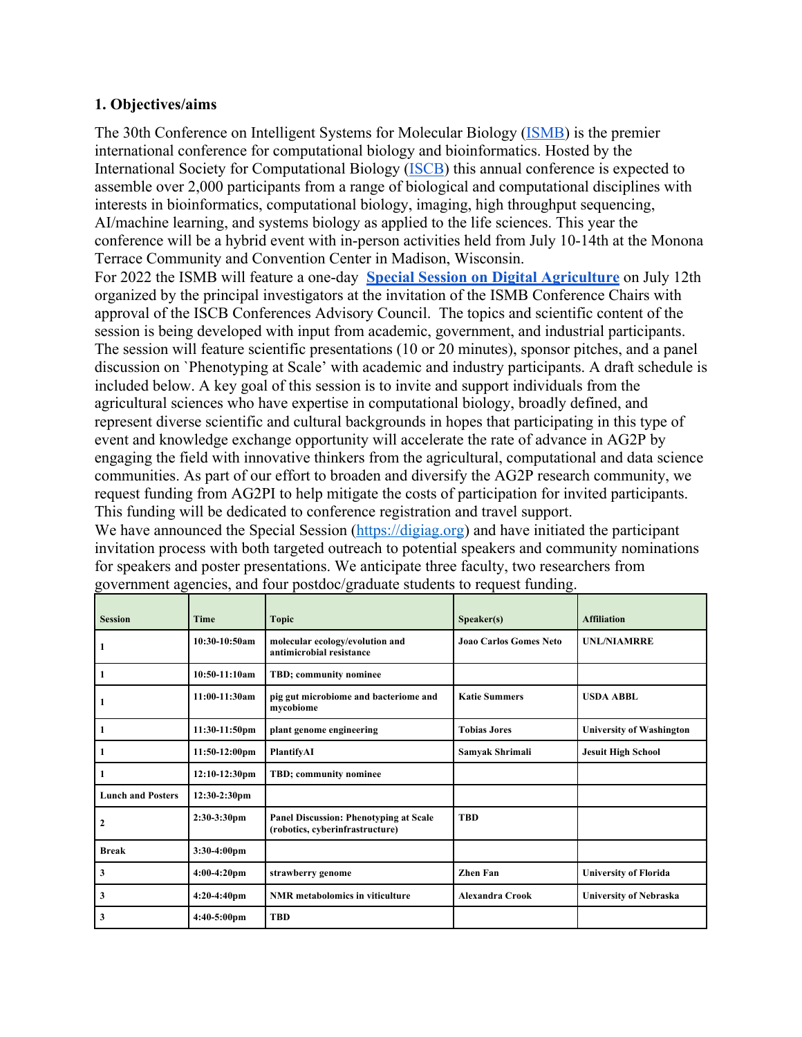**1. Objectives/aims**

The 30th Conference on Intelligent Systems for Molecular Biology (ISMB) is the premier international conference for computational biology and bioinformatics. Hosted by the International Society for Computational Biology (ISCB) this annual conference is expected to assemble over 2,000 participants from a range of biological and computational disciplines with interests in bioinformatics, computational biology, imaging, high throughput sequencing, AI/machine learning, and systems biology as applied to the life sciences. This year the conference will be a hybrid event with in-person activities held from July 10-14th at the Monona Terrace Community and Convention Center in Madison, Wisconsin.

For 2022 the ISMB will feature a one-day **Special Session on Digital Agriculture** on July 12th organized by the principal investigators at the invitation of the ISMB Conference Chairs with approval of the ISCB Conferences Advisory Council. The topics and scientific content of the session is being developed with input from academic, government, and industrial participants. The session will feature scientific presentations (10 or 20 minutes), sponsor pitches, and a panel discussion on `Phenotyping at Scale' with academic and industry participants. A draft schedule is included below. A key goal of this session is to invite and support individuals from the agricultural sciences who have expertise in computational biology, broadly defined, and represent diverse scientific and cultural backgrounds in hopes that participating in this type of event and knowledge exchange opportunity will accelerate the rate of advance in AG2P by engaging the field with innovative thinkers from the agricultural, computational and data science communities. As part of our effort to broaden and diversify the AG2P research community, we request funding from AG2PI to help mitigate the costs of participation for invited participants. This funding will be dedicated to conference registration and travel support.

We have announced the Special Session (https://digiag.org) and have initiated the participant invitation process with both targeted outreach to potential speakers and community nominations for speakers and poster presentations. We anticipate three faculty, two researchers from government agencies, and four postdoc/graduate students to request funding.

| Session | Time | Topic | Speaker(s) | Affiliation |
|---|---|---|---|---|
| 1 | 10:30-10:50am | molecular ecology/evolution and antimicrobial resistance | Joao Carlos Gomes Neto | UNL/NIAMRRE |
| 1 | 10:50-11:10am | TBD; community nominee | | |
| 1 | 11:00-11:30am | pig gut microbiome and bacteriome and mycobiome | Katie Summers | USDA ABBL |
| 1 | 11:30-11:50pm | plant genome engineering | Tobias Jores | University of Washington |
| 1 | 11:50-12:00pm | PlantifyAI | Samyak Shrimali | Jesuit High School |
| 1 | 12:10-12:30pm | TBD; community nominee | | |
| Lunch and Posters | 12:30-2:30pm | | | |
| 2 | 2:30-3:30pm | Panel Discussion: Phenotyping at Scale (robotics, cyberinfrastructure) | TBD | |
| Break | 3:30-4:00pm | | | |
| 3 | 4:00-4:20pm | strawberry genome | Zhen Fan | University of Florida |
| 3 | 4:20-4:40pm | NMR metabolomics in viticulture | Alexandra Crook | University of Nebraska |
| 3 | 4:40-5:00pm | TBD | | |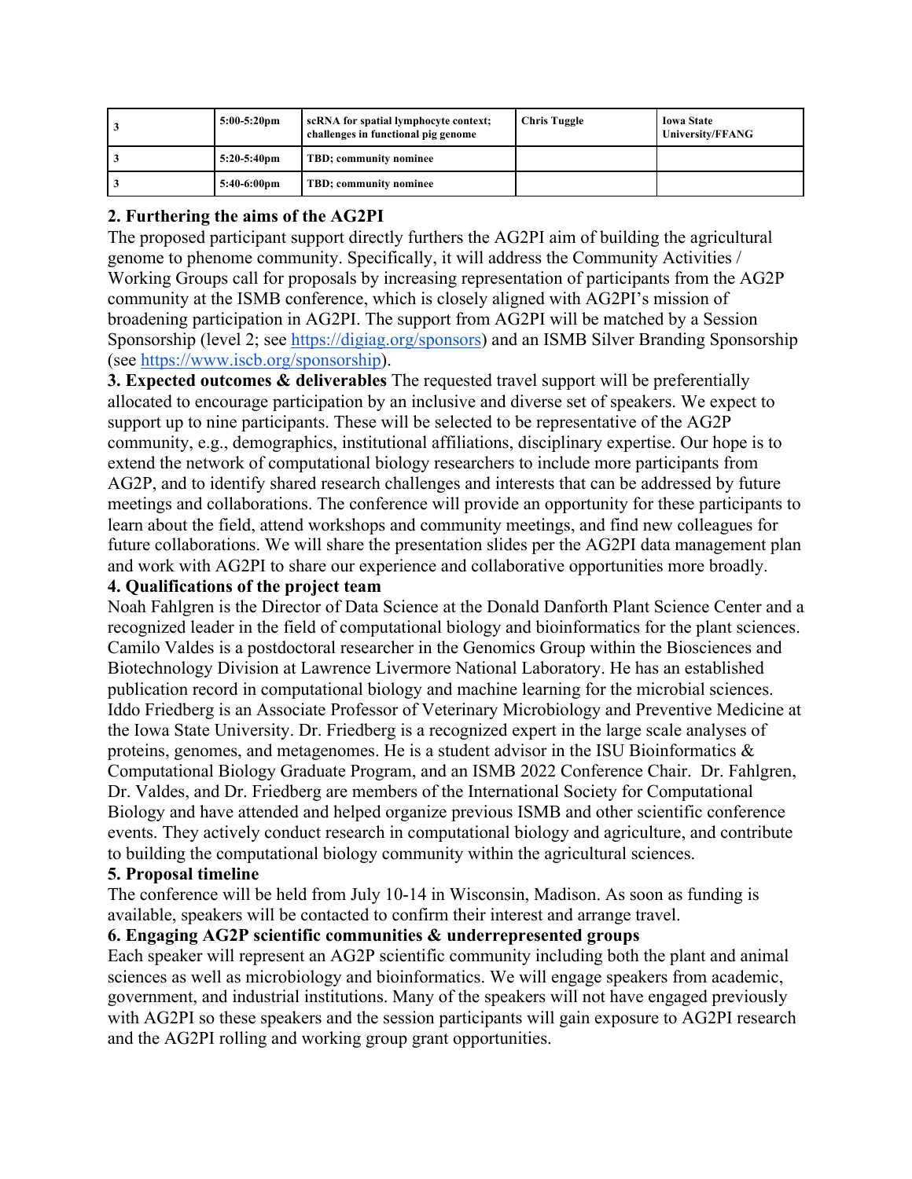| | | | | |
|---|---|---|---|---|
| 3 | 5:00-5:20pm | scRNA for spatial lymphocyte context; challenges in functional pig genome | Chris Tuggle | Iowa State University/FFANG |
| 3 | 5:20-5:40pm | TBD; community nominee | | |
| 3 | 5:40-6:00pm | TBD; community nominee | | |

**2. Furthering the aims of the AG2PI**

The proposed participant support directly furthers the AG2PI aim of building the agricultural genome to phenome community. Specifically, it will address the Community Activities / Working Groups call for proposals by increasing representation of participants from the AG2P community at the ISMB conference, which is closely aligned with AG2PI's mission of broadening participation in AG2PI. The support from AG2PI will be matched by a Session Sponsorship (level 2; see https://digiag.org/sponsors) and an ISMB Silver Branding Sponsorship (see https://www.iscb.org/sponsorship).

**3. Expected outcomes & deliverables** The requested travel support will be preferentially allocated to encourage participation by an inclusive and diverse set of speakers. We expect to support up to nine participants. These will be selected to be representative of the AG2P community, e.g., demographics, institutional affiliations, disciplinary expertise. Our hope is to extend the network of computational biology researchers to include more participants from AG2P, and to identify shared research challenges and interests that can be addressed by future meetings and collaborations. The conference will provide an opportunity for these participants to learn about the field, attend workshops and community meetings, and find new colleagues for future collaborations. We will share the presentation slides per the AG2PI data management plan and work with AG2PI to share our experience and collaborative opportunities more broadly.

**4. Qualifications of the project team**

Noah Fahlgren is the Director of Data Science at the Donald Danforth Plant Science Center and a recognized leader in the field of computational biology and bioinformatics for the plant sciences. Camilo Valdes is a postdoctoral researcher in the Genomics Group within the Biosciences and Biotechnology Division at Lawrence Livermore National Laboratory. He has an established publication record in computational biology and machine learning for the microbial sciences. Iddo Friedberg is an Associate Professor of Veterinary Microbiology and Preventive Medicine at the Iowa State University. Dr. Friedberg is a recognized expert in the large scale analyses of proteins, genomes, and metagenomes. He is a student advisor in the ISU Bioinformatics & Computational Biology Graduate Program, and an ISMB 2022 Conference Chair. Dr. Fahlgren, Dr. Valdes, and Dr. Friedberg are members of the International Society for Computational Biology and have attended and helped organize previous ISMB and other scientific conference events. They actively conduct research in computational biology and agriculture, and contribute to building the computational biology community within the agricultural sciences.

**5. Proposal timeline**

The conference will be held from July 10-14 in Wisconsin, Madison. As soon as funding is available, speakers will be contacted to confirm their interest and arrange travel.

**6. Engaging AG2P scientific communities & underrepresented groups**

Each speaker will represent an AG2P scientific community including both the plant and animal sciences as well as microbiology and bioinformatics. We will engage speakers from academic, government, and industrial institutions. Many of the speakers will not have engaged previously with AG2PI so these speakers and the session participants will gain exposure to AG2PI research and the AG2PI rolling and working group grant opportunities.